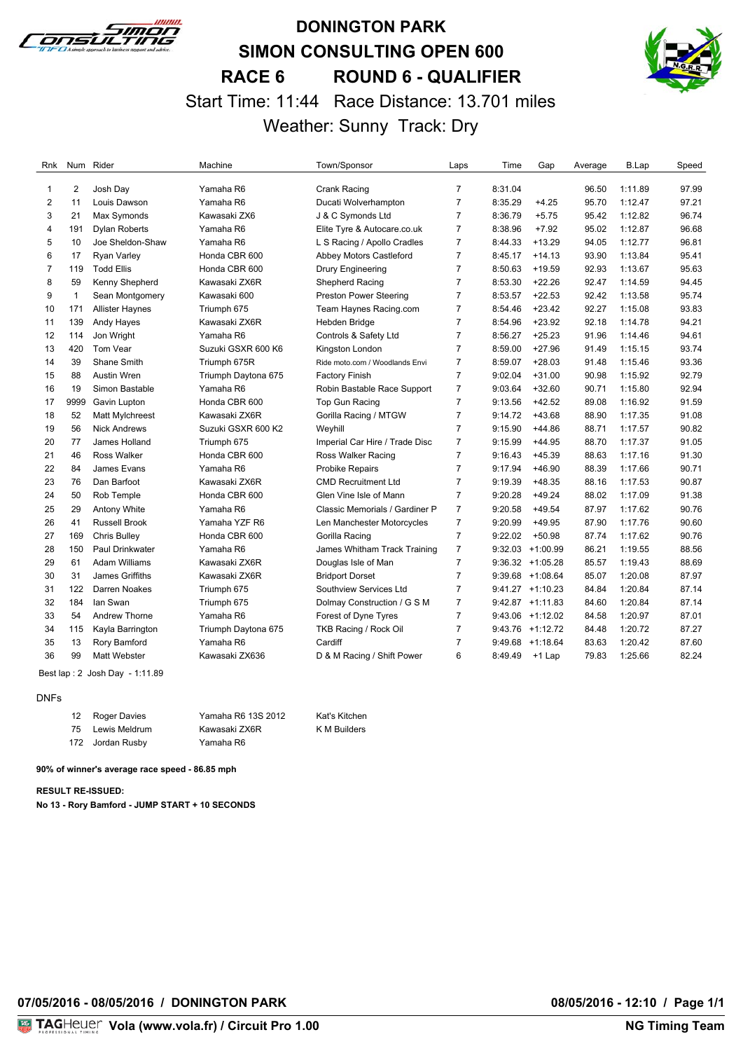# DONINGTON PARK

## SIMON CONSULTING OPEN 600

## RACE 6 ROUND 6 - QUALIFIER

Start Time: 11:44 Race Distance: 13.701 miles

Weather: Sunny Track: Dry

| Rnk | Num | Rider | Machine | Town/Sponsor | Laps | Time | Gap | Average | B.Lap | Speed |
|---|---|---|---|---|---|---|---|---|---|---|
| 1 | 2 | Josh Day | Yamaha R6 | Crank Racing | 7 | 8:31.04 | | 96.50 | 1:11.89 | 97.99 |
| 2 | 11 | Louis Dawson | Yamaha R6 | Ducati Wolverhampton | 7 | 8:35.29 | +4.25 | 95.70 | 1:12.47 | 97.21 |
| 3 | 21 | Max Symonds | Kawasaki ZX6 | J & C Symonds Ltd | 7 | 8:36.79 | +5.75 | 95.42 | 1:12.82 | 96.74 |
| 4 | 191 | Dylan Roberts | Yamaha R6 | Elite Tyre & Autocare.co.uk | 7 | 8:38.96 | +7.92 | 95.02 | 1:12.87 | 96.68 |
| 5 | 10 | Joe Sheldon-Shaw | Yamaha R6 | L S Racing / Apollo Cradles | 7 | 8:44.33 | +13.29 | 94.05 | 1:12.77 | 96.81 |
| 6 | 17 | Ryan Varley | Honda CBR 600 | Abbey Motors Castleford | 7 | 8:45.17 | +14.13 | 93.90 | 1:13.84 | 95.41 |
| 7 | 119 | Todd Ellis | Honda CBR 600 | Drury Engineering | 7 | 8:50.63 | +19.59 | 92.93 | 1:13.67 | 95.63 |
| 8 | 59 | Kenny Shepherd | Kawasaki ZX6R | Shepherd Racing | 7 | 8:53.30 | +22.26 | 92.47 | 1:14.59 | 94.45 |
| 9 | 1 | Sean Montgomery | Kawasaki 600 | Preston Power Steering | 7 | 8:53.57 | +22.53 | 92.42 | 1:13.58 | 95.74 |
| 10 | 171 | Allister Haynes | Triumph 675 | Team Haynes Racing.com | 7 | 8:54.46 | +23.42 | 92.27 | 1:15.08 | 93.83 |
| 11 | 139 | Andy Hayes | Kawasaki ZX6R | Hebden Bridge | 7 | 8:54.96 | +23.92 | 92.18 | 1:14.78 | 94.21 |
| 12 | 114 | Jon Wright | Yamaha R6 | Controls & Safety Ltd | 7 | 8:56.27 | +25.23 | 91.96 | 1:14.46 | 94.61 |
| 13 | 420 | Tom Vear | Suzuki GSXR 600 K6 | Kingston London | 7 | 8:59.00 | +27.96 | 91.49 | 1:15.15 | 93.74 |
| 14 | 39 | Shane Smith | Triumph 675R | Ride moto.com / Woodlands Envi | 7 | 8:59.07 | +28.03 | 91.48 | 1:15.46 | 93.36 |
| 15 | 88 | Austin Wren | Triumph Daytona 675 | Factory Finish | 7 | 9:02.04 | +31.00 | 90.98 | 1:15.92 | 92.79 |
| 16 | 19 | Simon Bastable | Yamaha R6 | Robin Bastable Race Support | 7 | 9:03.64 | +32.60 | 90.71 | 1:15.80 | 92.94 |
| 17 | 9999 | Gavin Lupton | Honda CBR 600 | Top Gun Racing | 7 | 9:13.56 | +42.52 | 89.08 | 1:16.92 | 91.59 |
| 18 | 52 | Matt Mylchreest | Kawasaki ZX6R | Gorilla Racing / MTGW | 7 | 9:14.72 | +43.68 | 88.90 | 1:17.35 | 91.08 |
| 19 | 56 | Nick Andrews | Suzuki GSXR 600 K2 | Weyhill | 7 | 9:15.90 | +44.86 | 88.71 | 1:17.57 | 90.82 |
| 20 | 77 | James Holland | Triumph 675 | Imperial Car Hire / Trade Disc | 7 | 9:15.99 | +44.95 | 88.70 | 1:17.37 | 91.05 |
| 21 | 46 | Ross Walker | Honda CBR 600 | Ross Walker Racing | 7 | 9:16.43 | +45.39 | 88.63 | 1:17.16 | 91.30 |
| 22 | 84 | James Evans | Yamaha R6 | Probike Repairs | 7 | 9:17.94 | +46.90 | 88.39 | 1:17.66 | 90.71 |
| 23 | 76 | Dan Barfoot | Kawasaki ZX6R | CMD Recruitment Ltd | 7 | 9:19.39 | +48.35 | 88.16 | 1:17.53 | 90.87 |
| 24 | 50 | Rob Temple | Honda CBR 600 | Glen Vine Isle of Mann | 7 | 9:20.28 | +49.24 | 88.02 | 1:17.09 | 91.38 |
| 25 | 29 | Antony White | Yamaha R6 | Classic Memorials / Gardiner P | 7 | 9:20.58 | +49.54 | 87.97 | 1:17.62 | 90.76 |
| 26 | 41 | Russell Brook | Yamaha YZF R6 | Len Manchester Motorcycles | 7 | 9:20.99 | +49.95 | 87.90 | 1:17.76 | 90.60 |
| 27 | 169 | Chris Bulley | Honda CBR 600 | Gorilla Racing | 7 | 9:22.02 | +50.98 | 87.74 | 1:17.62 | 90.76 |
| 28 | 150 | Paul Drinkwater | Yamaha R6 | James Whitham Track Training | 7 | 9:32.03 | +1:00.99 | 86.21 | 1:19.55 | 88.56 |
| 29 | 61 | Adam Williams | Kawasaki ZX6R | Douglas Isle of Man | 7 | 9:36.32 | +1:05.28 | 85.57 | 1:19.43 | 88.69 |
| 30 | 31 | James Griffiths | Kawasaki ZX6R | Bridport Dorset | 7 | 9:39.68 | +1:08.64 | 85.07 | 1:20.08 | 87.97 |
| 31 | 122 | Darren Noakes | Triumph 675 | Southview Services Ltd | 7 | 9:41.27 | +1:10.23 | 84.84 | 1:20.84 | 87.14 |
| 32 | 184 | Ian Swan | Triumph 675 | Dolmay Construction / G S M | 7 | 9:42.87 | +1:11.83 | 84.60 | 1:20.84 | 87.14 |
| 33 | 54 | Andrew Thorne | Yamaha R6 | Forest of Dyne Tyres | 7 | 9:43.06 | +1:12.02 | 84.58 | 1:20.97 | 87.01 |
| 34 | 115 | Kayla Barrington | Triumph Daytona 675 | TKB Racing / Rock Oil | 7 | 9:43.76 | +1:12.72 | 84.48 | 1:20.72 | 87.27 |
| 35 | 13 | Rory Bamford | Yamaha R6 | Cardiff | 7 | 9:49.68 | +1:18.64 | 83.63 | 1:20.42 | 87.60 |
| 36 | 99 | Matt Webster | Kawasaki ZX636 | D & M Racing / Shift Power | 6 | 8:49.49 | +1 Lap | 79.83 | 1:25.66 | 82.24 |

Best lap : 2 Josh Day - 1:11.89

DNFs

| Num | Rider | Machine | Town/Sponsor |
|---|---|---|---|
| 12 | Roger Davies | Yamaha R6 13S 2012 | Kat's Kitchen |
| 75 | Lewis Meldrum | Kawasaki ZX6R | K M Builders |
| 172 | Jordan Rusby | Yamaha R6 | |

**90% of winner's average race speed - 86.85 mph**

**RESULT RE-ISSUED:**

**No 13 - Rory Bamford - JUMP START + 10 SECONDS**

**07/05/2016 - 08/05/2016 / DONINGTON PARK** **08/05/2016 - 12:10**

TAGHeuer **Vola (www.vola.fr) / Circuit Pro 1.00** **NG Timing Team**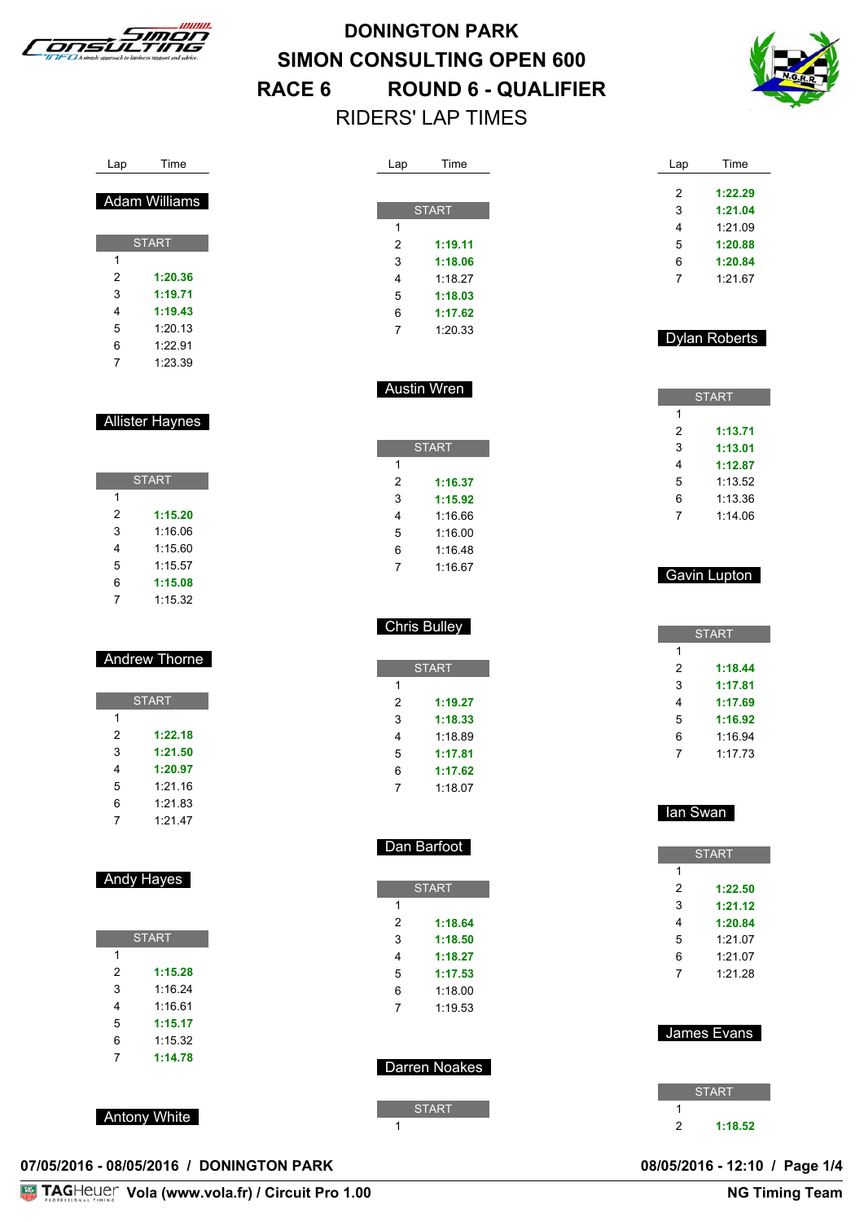# DONINGTON PARK
# SIMON CONSULTING OPEN 600
## RACE 6 ROUND 6 - QUALIFIER
### RIDERS' LAP TIMES

### Adam Williams

| Lap | Time |
|---|---|
| START | |
| 1 | |
| 2 | **1:20.36** |
| 3 | **1:19.71** |
| 4 | **1:19.43** |
| 5 | 1:20.13 |
| 6 | 1:22.91 |
| 7 | 1:23.39 |

### Allister Haynes

| Lap | Time |
|---|---|
| START | |
| 1 | |
| 2 | **1:15.20** |
| 3 | 1:16.06 |
| 4 | 1:15.60 |
| 5 | 1:15.57 |
| 6 | **1:15.08** |
| 7 | 1:15.32 |

### Andrew Thorne

| Lap | Time |
|---|---|
| START | |
| 1 | |
| 2 | **1:22.18** |
| 3 | **1:21.50** |
| 4 | **1:20.97** |
| 5 | 1:21.16 |
| 6 | 1:21.83 |
| 7 | 1:21.47 |

### Andy Hayes

| Lap | Time |
|---|---|
| START | |
| 1 | |
| 2 | **1:15.28** |
| 3 | 1:16.24 |
| 4 | 1:16.61 |
| 5 | **1:15.17** |
| 6 | 1:15.32 |
| 7 | **1:14.78** |

### Antony White

| Lap | Time |
|---|---|
| START | |
| 1 | |
| 2 | **1:19.11** |
| 3 | **1:18.06** |
| 4 | 1:18.27 |
| 5 | **1:18.03** |
| 6 | **1:17.62** |
| 7 | 1:20.33 |

### Austin Wren

| Lap | Time |
|---|---|
| START | |
| 1 | |
| 2 | **1:16.37** |
| 3 | **1:15.92** |
| 4 | 1:16.66 |
| 5 | 1:16.00 |
| 6 | 1:16.48 |
| 7 | 1:16.67 |

### Chris Bulley

| Lap | Time |
|---|---|
| START | |
| 1 | |
| 2 | **1:19.27** |
| 3 | **1:18.33** |
| 4 | 1:18.89 |
| 5 | **1:17.81** |
| 6 | **1:17.62** |
| 7 | 1:18.07 |

### Dan Barfoot

| Lap | Time |
|---|---|
| START | |
| 1 | |
| 2 | **1:18.64** |
| 3 | **1:18.50** |
| 4 | **1:18.27** |
| 5 | **1:17.53** |
| 6 | 1:18.00 |
| 7 | 1:19.53 |

### Darren Noakes

| Lap | Time |
|---|---|
| START | |
| 1 | |
| 2 | **1:22.29** |
| 3 | **1:21.04** |
| 4 | 1:21.09 |
| 5 | **1:20.88** |
| 6 | **1:20.84** |
| 7 | 1:21.67 |

### Dylan Roberts

| Lap | Time |
|---|---|
| START | |
| 1 | |
| 2 | **1:13.71** |
| 3 | **1:13.01** |
| 4 | **1:12.87** |
| 5 | 1:13.52 |
| 6 | 1:13.36 |
| 7 | 1:14.06 |

### Gavin Lupton

| Lap | Time |
|---|---|
| START | |
| 1 | |
| 2 | **1:18.44** |
| 3 | **1:17.81** |
| 4 | **1:17.69** |
| 5 | **1:16.92** |
| 6 | 1:16.94 |
| 7 | 1:17.73 |

### Ian Swan

| Lap | Time |
|---|---|
| START | |
| 1 | |
| 2 | **1:22.50** |
| 3 | **1:21.12** |
| 4 | **1:20.84** |
| 5 | 1:21.07 |
| 6 | 1:21.07 |
| 7 | 1:21.28 |

### James Evans

| Lap | Time |
|---|---|
| START | |
| 1 | |
| 2 | **1:18.52** |

07/05/2016 - 08/05/2016 / DONINGTON PARK

08/05/2016 - 12:10

Vola (www.vola.fr) / Circuit Pro 1.00

NG Timing Team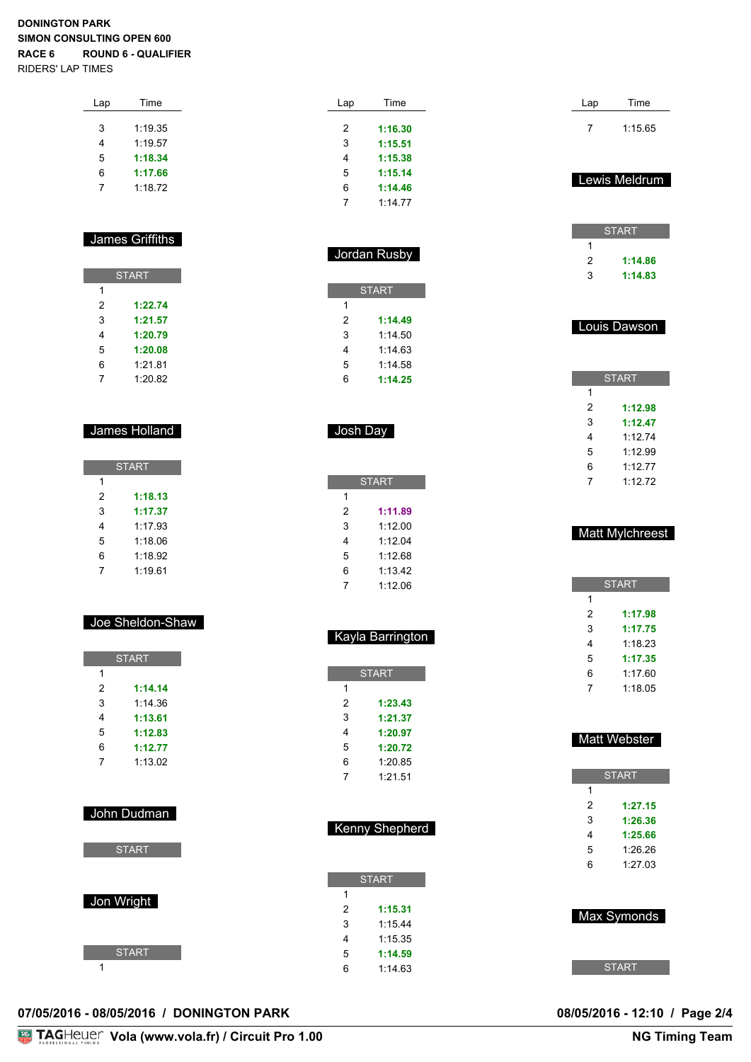DONINGTON PARK
SIMON CONSULTING OPEN 600
RACE 6 ROUND 6 - QUALIFIER
RIDERS' LAP TIMES

| Lap | Time |
|---|---|
| 3 | 1:19.35 |
| 4 | 1:19.57 |
| 5 | **1:18.34** |
| 6 | **1:17.66** |
| 7 | 1:18.72 |

## James Griffiths

| Lap | Time |
|---|---|
| START | |
| 1 | |
| 2 | **1:22.74** |
| 3 | **1:21.57** |
| 4 | **1:20.79** |
| 5 | **1:20.08** |
| 6 | 1:21.81 |
| 7 | 1:20.82 |

## James Holland

| Lap | Time |
|---|---|
| START | |
| 1 | |
| 2 | **1:18.13** |
| 3 | **1:17.37** |
| 4 | 1:17.93 |
| 5 | 1:18.06 |
| 6 | 1:18.92 |
| 7 | 1:19.61 |

## Joe Sheldon-Shaw

| Lap | Time |
|---|---|
| START | |
| 1 | |
| 2 | **1:14.14** |
| 3 | 1:14.36 |
| 4 | **1:13.61** |
| 5 | **1:12.83** |
| 6 | **1:12.77** |
| 7 | 1:13.02 |

## John Dudman

| Lap | Time |
|---|---|
| START | |

## Jon Wright

| Lap | Time |
|---|---|
| START | |
| 1 | |

---

| Lap | Time |
|---|---|
| 2 | **1:16.30** |
| 3 | **1:15.51** |
| 4 | **1:15.38** |
| 5 | **1:15.14** |
| 6 | **1:14.46** |
| 7 | 1:14.77 |

## Jordan Rusby

| Lap | Time |
|---|---|
| START | |
| 1 | |
| 2 | **1:14.49** |
| 3 | 1:14.50 |
| 4 | 1:14.63 |
| 5 | 1:14.58 |
| 6 | **1:14.25** |

## Josh Day

| Lap | Time |
|---|---|
| START | |
| 1 | |
| 2 | **1:11.89** |
| 3 | 1:12.00 |
| 4 | 1:12.04 |
| 5 | 1:12.68 |
| 6 | 1:13.42 |
| 7 | 1:12.06 |

## Kayla Barrington

| Lap | Time |
|---|---|
| START | |
| 1 | |
| 2 | **1:23.43** |
| 3 | **1:21.37** |
| 4 | **1:20.97** |
| 5 | **1:20.72** |
| 6 | 1:20.85 |
| 7 | 1:21.51 |

## Kenny Shepherd

| Lap | Time |
|---|---|
| START | |
| 1 | |
| 2 | **1:15.31** |
| 3 | 1:15.44 |
| 4 | 1:15.35 |
| 5 | **1:14.59** |
| 6 | 1:14.63 |

---

| Lap | Time |
|---|---|
| 7 | 1:15.65 |

## Lewis Meldrum

| Lap | Time |
|---|---|
| START | |
| 1 | |
| 2 | **1:14.86** |
| 3 | **1:14.83** |

## Louis Dawson

| Lap | Time |
|---|---|
| START | |
| 1 | |
| 2 | **1:12.98** |
| 3 | **1:12.47** |
| 4 | 1:12.74 |
| 5 | 1:12.99 |
| 6 | 1:12.77 |
| 7 | 1:12.72 |

## Matt Mylchreest

| Lap | Time |
|---|---|
| START | |
| 1 | |
| 2 | **1:17.98** |
| 3 | **1:17.75** |
| 4 | 1:18.23 |
| 5 | **1:17.35** |
| 6 | 1:17.60 |
| 7 | 1:18.05 |

## Matt Webster

| Lap | Time |
|---|---|
| START | |
| 1 | |
| 2 | **1:27.15** |
| 3 | **1:26.36** |
| 4 | **1:25.66** |
| 5 | 1:26.26 |
| 6 | 1:27.03 |

## Max Symonds

| Lap | Time |
|---|---|
| START | |

07/05/2016 - 08/05/2016 / DONINGTON PARK

08/05/2016 - 12:10

TAGHeuer Vola (www.vola.fr) / Circuit Pro 1.00 — NG Timing Team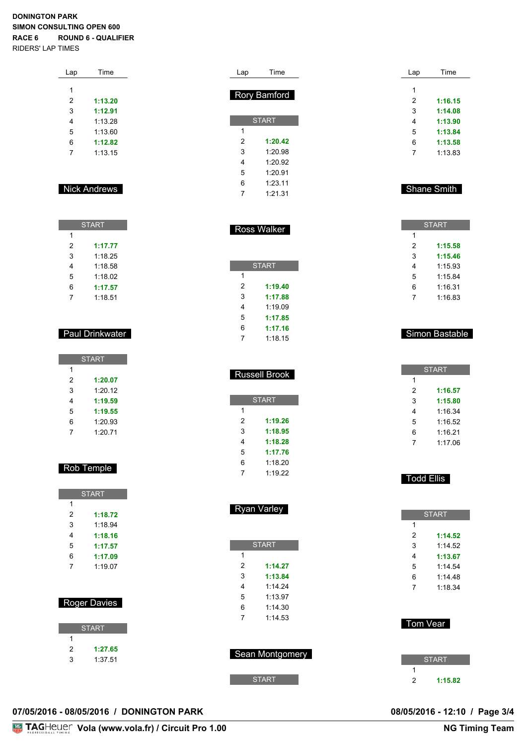**DONINGTON PARK**
**SIMON CONSULTING OPEN 600**
**RACE 6 ROUND 6 - QUALIFIER**
RIDERS' LAP TIMES

| Lap | Time |
|---|---|
| 1 | |
| 2 | **1:13.20** |
| 3 | **1:12.91** |
| 4 | 1:13.28 |
| 5 | 1:13.60 |
| 6 | **1:12.82** |
| 7 | 1:13.15 |

## Nick Andrews

| START | |
|---|---|
| 1 | |
| 2 | **1:17.77** |
| 3 | 1:18.25 |
| 4 | 1:18.58 |
| 5 | 1:18.02 |
| 6 | **1:17.57** |
| 7 | 1:18.51 |

## Paul Drinkwater

| START | |
|---|---|
| 1 | |
| 2 | **1:20.07** |
| 3 | 1:20.12 |
| 4 | **1:19.59** |
| 5 | **1:19.55** |
| 6 | 1:20.93 |
| 7 | 1:20.71 |

## Rob Temple

| START | |
|---|---|
| 1 | |
| 2 | **1:18.72** |
| 3 | 1:18.94 |
| 4 | **1:18.16** |
| 5 | **1:17.57** |
| 6 | **1:17.09** |
| 7 | 1:19.07 |

## Roger Davies

| START | |
|---|---|
| 1 | |
| 2 | **1:27.65** |
| 3 | 1:37.51 |

## Rory Bamford

| START | |
|---|---|
| 1 | |
| 2 | **1:20.42** |
| 3 | 1:20.98 |
| 4 | 1:20.92 |
| 5 | 1:20.91 |
| 6 | 1:23.11 |
| 7 | 1:21.31 |

## Ross Walker

| START | |
|---|---|
| 1 | |
| 2 | **1:19.40** |
| 3 | **1:17.88** |
| 4 | 1:19.09 |
| 5 | **1:17.85** |
| 6 | **1:17.16** |
| 7 | 1:18.15 |

## Russell Brook

| START | |
|---|---|
| 1 | |
| 2 | **1:19.26** |
| 3 | **1:18.95** |
| 4 | **1:18.28** |
| 5 | **1:17.76** |
| 6 | 1:18.20 |
| 7 | 1:19.22 |

## Ryan Varley

| START | |
|---|---|
| 1 | |
| 2 | **1:14.27** |
| 3 | **1:13.84** |
| 4 | 1:14.24 |
| 5 | 1:13.97 |
| 6 | 1:14.30 |
| 7 | 1:14.53 |

## Sean Montgomery

| START | |
|---|---|

| Lap | Time |
|---|---|
| 1 | |
| 2 | **1:16.15** |
| 3 | **1:14.08** |
| 4 | **1:13.90** |
| 5 | **1:13.84** |
| 6 | **1:13.58** |
| 7 | 1:13.83 |

## Shane Smith

| START | |
|---|---|
| 1 | |
| 2 | **1:15.58** |
| 3 | **1:15.46** |
| 4 | 1:15.93 |
| 5 | 1:15.84 |
| 6 | 1:16.31 |
| 7 | 1:16.83 |

## Simon Bastable

| START | |
|---|---|
| 1 | |
| 2 | **1:16.57** |
| 3 | **1:15.80** |
| 4 | 1:16.34 |
| 5 | 1:16.52 |
| 6 | 1:16.21 |
| 7 | 1:17.06 |

## Todd Ellis

| START | |
|---|---|
| 1 | |
| 2 | **1:14.52** |
| 3 | 1:14.52 |
| 4 | **1:13.67** |
| 5 | 1:14.54 |
| 6 | 1:14.48 |
| 7 | 1:18.34 |

## Tom Vear

| START | |
|---|---|
| 1 | |
| 2 | **1:15.82** |

**07/05/2016 - 08/05/2016 / DONINGTON PARK** **08/05/2016 - 12:10**

TAGHeuer Vola (www.vola.fr) / Circuit Pro 1.00 NG Timing Team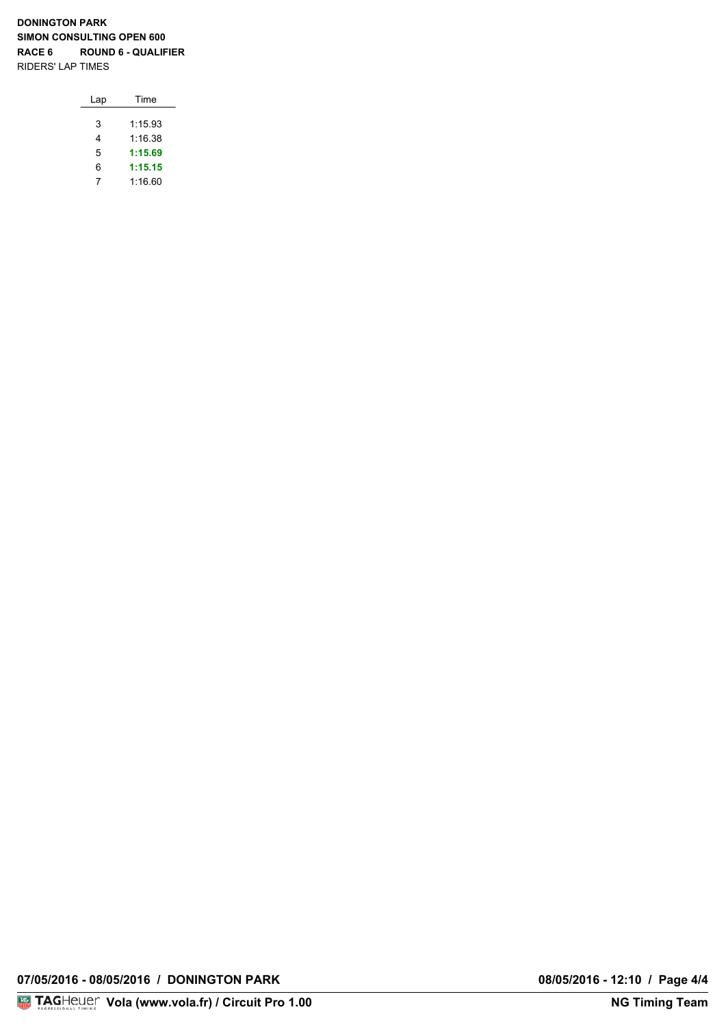**DONINGTON PARK**
**SIMON CONSULTING OPEN 600**
**RACE 6 ROUND 6 - QUALIFIER**
RIDERS' LAP TIMES

| Lap | Time |
|---|---|
| 3 | 1:15.93 |
| 4 | 1:16.38 |
| 5 | **1:15.69** |
| 6 | **1:15.15** |
| 7 | 1:16.60 |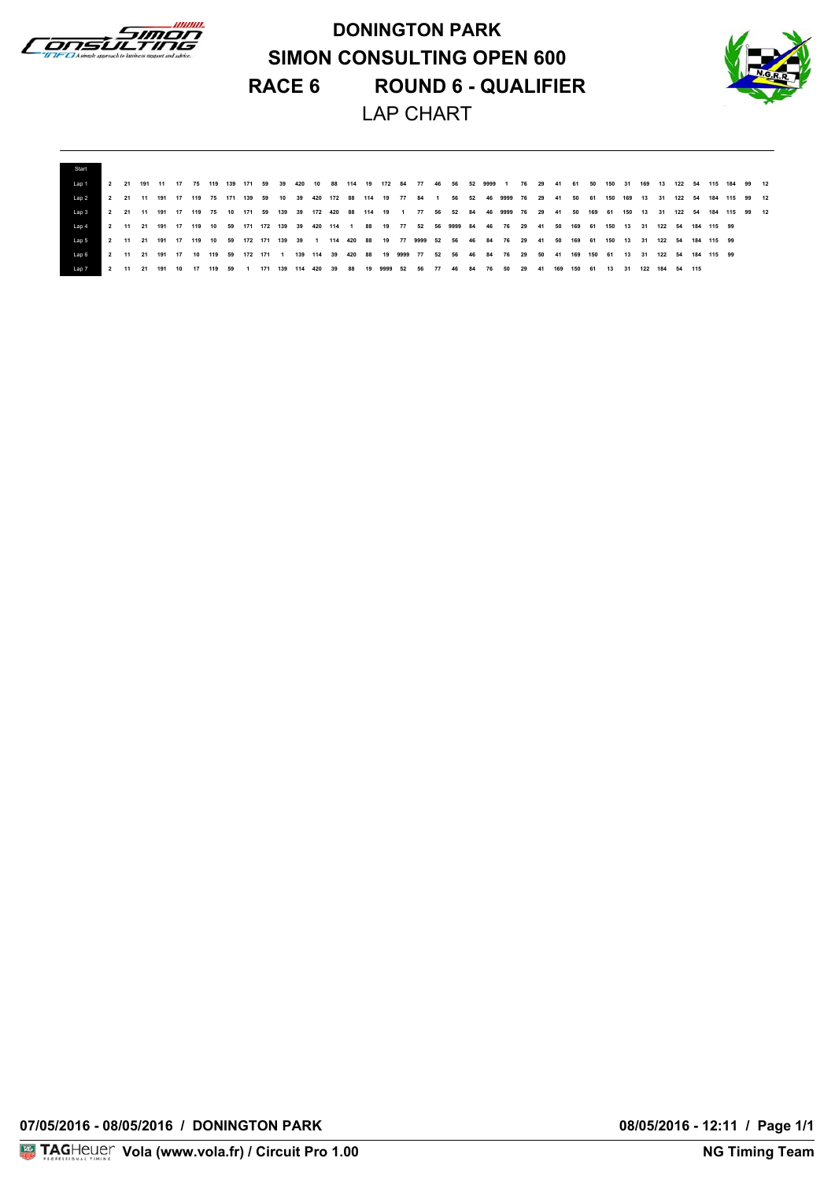# DONINGTON PARK
# SIMON CONSULTING OPEN 600
# RACE 6 ROUND 6 - QUALIFIER
## LAP CHART

| Start | | | | | | | | | | | | | | | | | | | | | | | | | | | | | | | | | | | | | | | | |
|---|---|---|---|---|---|---|---|---|---|---|---|---|---|---|---|---|---|---|---|---|---|---|---|---|---|---|---|---|---|---|---|---|---|---|---|---|---|---|---|---|
| Lap 1 | 2 | 21 | 191 | 11 | 17 | 75 | 119 | 139 | 171 | 59 | 39 | 420 | 10 | 88 | 114 | 19 | 172 | 84 | 77 | 46 | 56 | 52 | 9999 | 1 | 76 | 29 | 41 | 61 | 50 | 150 | 31 | 169 | 13 | 122 | 54 | 115 | 184 | 99 | 12 |
| Lap 2 | 2 | 21 | 11 | 191 | 17 | 119 | 75 | 171 | 139 | 59 | 10 | 39 | 420 | 172 | 88 | 114 | 19 | 77 | 84 | 1 | 56 | 52 | 46 | 9999 | 76 | 29 | 41 | 50 | 61 | 150 | 169 | 13 | 31 | 122 | 54 | 184 | 115 | 99 | 12 |
| Lap 3 | 2 | 21 | 11 | 191 | 17 | 119 | 75 | 10 | 171 | 59 | 139 | 39 | 172 | 420 | 88 | 114 | 19 | 1 | 77 | 56 | 52 | 84 | 46 | 9999 | 76 | 29 | 41 | 50 | 169 | 61 | 150 | 13 | 31 | 122 | 54 | 184 | 115 | 99 | 12 |
| Lap 4 | 2 | 11 | 21 | 191 | 17 | 119 | 10 | 59 | 171 | 172 | 139 | 39 | 420 | 114 | 1 | 88 | 19 | 77 | 52 | 56 | 9999 | 84 | 46 | 76 | 29 | 41 | 50 | 169 | 61 | 150 | 13 | 31 | 122 | 54 | 184 | 115 | 99 | | |
| Lap 5 | 2 | 11 | 21 | 191 | 17 | 119 | 10 | 59 | 172 | 171 | 139 | 39 | 1 | 114 | 420 | 88 | 19 | 77 | 9999 | 52 | 56 | 46 | 84 | 76 | 29 | 41 | 50 | 169 | 61 | 150 | 13 | 31 | 122 | 54 | 184 | 115 | 99 | | |
| Lap 6 | 2 | 11 | 21 | 191 | 17 | 10 | 119 | 59 | 172 | 171 | 1 | 139 | 114 | 39 | 420 | 88 | 19 | 9999 | 77 | 52 | 56 | 46 | 84 | 76 | 29 | 50 | 41 | 169 | 150 | 61 | 13 | 31 | 122 | 54 | 184 | 115 | 99 | | |
| Lap 7 | 2 | 11 | 21 | 191 | 10 | 17 | 119 | 59 | 1 | 171 | 139 | 114 | 420 | 39 | 88 | 19 | 9999 | 52 | 56 | 77 | 46 | 84 | 76 | 50 | 29 | 41 | 169 | 150 | 61 | 13 | 31 | 122 | 184 | 54 | 115 | | | | |

07/05/2016 - 08/05/2016 / DONINGTON PARK

08/05/2016 - 12:11

Vola (www.vola.fr) / Circuit Pro 1.00

NG Timing Team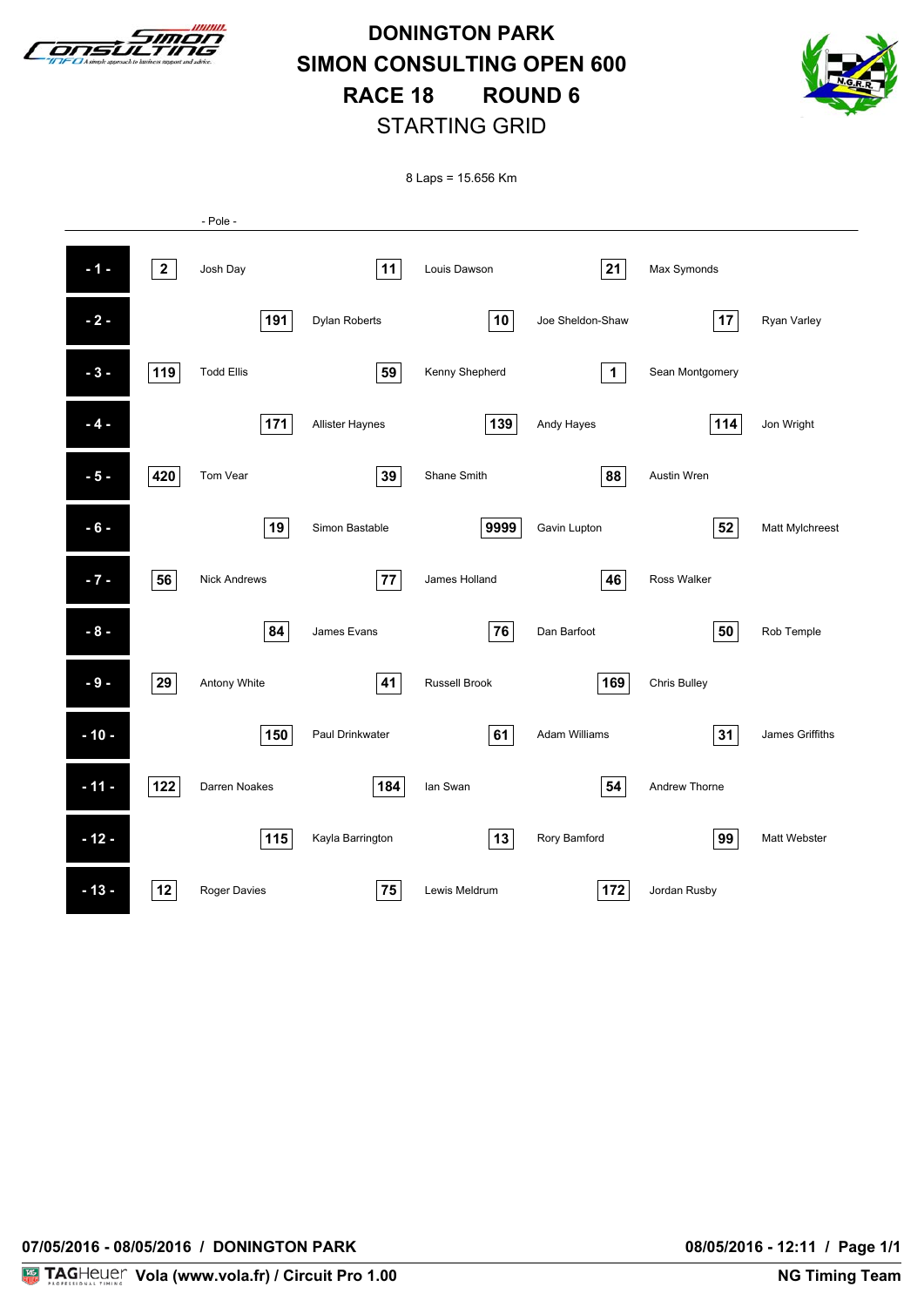# DONINGTON PARK
# SIMON CONSULTING OPEN 600
# RACE 18 ROUND 6
## STARTING GRID

8 Laps = 15.656 Km

- Pole -

| Row | No. | Driver | No. | Driver | No. | Driver |
|---|---|---|---|---|---|---|
| - 1 - | 2 | Josh Day | 11 | Louis Dawson | 21 | Max Symonds |
| - 2 - | 191 | Dylan Roberts | 10 | Joe Sheldon-Shaw | 17 | Ryan Varley |
| - 3 - | 119 | Todd Ellis | 59 | Kenny Shepherd | 1 | Sean Montgomery |
| - 4 - | 171 | Allister Haynes | 139 | Andy Hayes | 114 | Jon Wright |
| - 5 - | 420 | Tom Vear | 39 | Shane Smith | 88 | Austin Wren |
| - 6 - | 19 | Simon Bastable | 9999 | Gavin Lupton | 52 | Matt Mylchreest |
| - 7 - | 56 | Nick Andrews | 77 | James Holland | 46 | Ross Walker |
| - 8 - | 84 | James Evans | 76 | Dan Barfoot | 50 | Rob Temple |
| - 9 - | 29 | Antony White | 41 | Russell Brook | 169 | Chris Bulley |
| - 10 - | 150 | Paul Drinkwater | 61 | Adam Williams | 31 | James Griffiths |
| - 11 - | 122 | Darren Noakes | 184 | Ian Swan | 54 | Andrew Thorne |
| - 12 - | 115 | Kayla Barrington | 13 | Rory Bamford | 99 | Matt Webster |
| - 13 - | 12 | Roger Davies | 75 | Lewis Meldrum | 172 | Jordan Rusby |

**07/05/2016 - 08/05/2016 / DONINGTON PARK** **08/05/2016 - 12:11 / Page 1/1**

**Vola (www.vola.fr) / Circuit Pro 1.00** **NG Timing Team**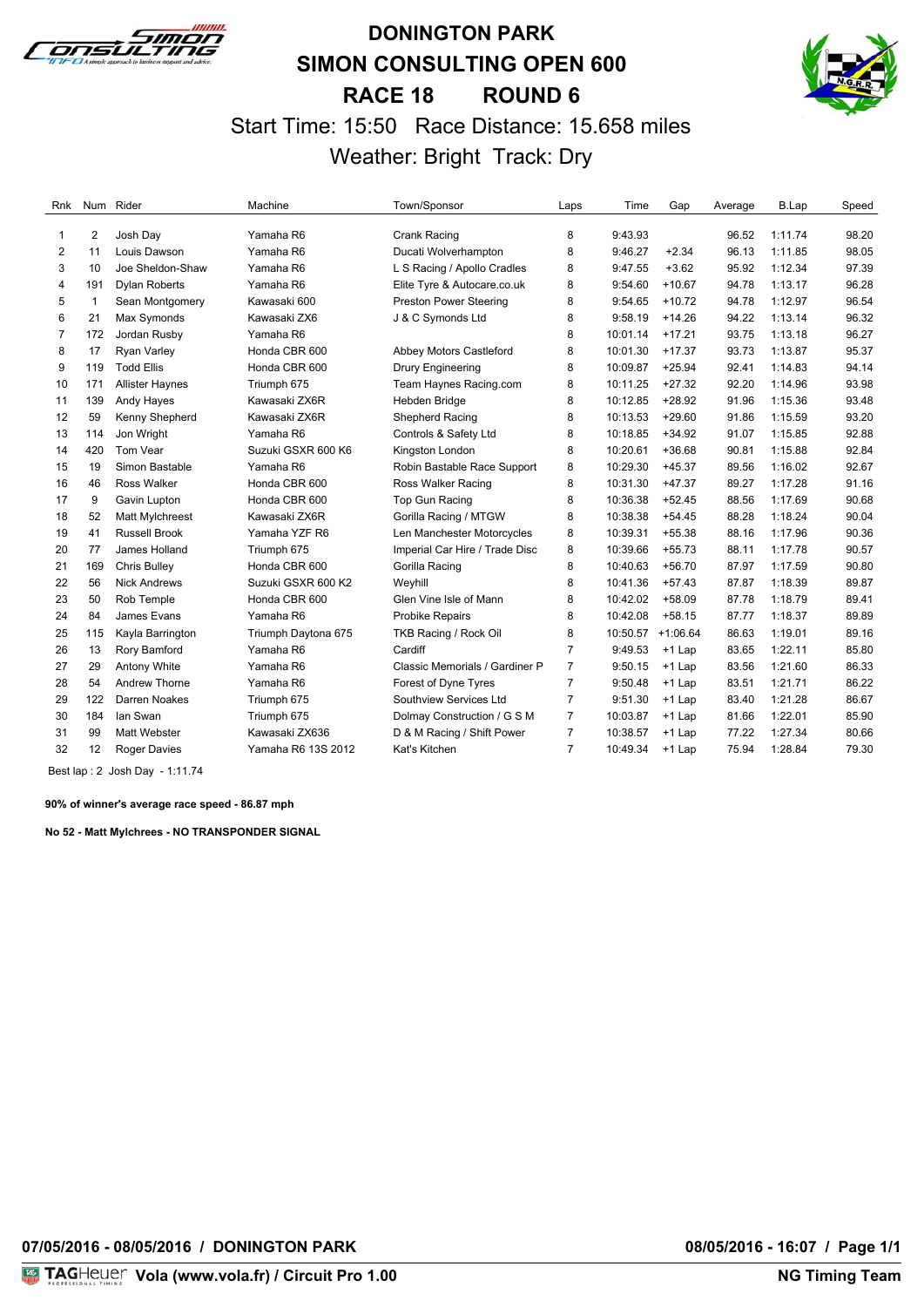# DONINGTON PARK
# SIMON CONSULTING OPEN 600
# RACE 18 ROUND 6

Start Time: 15:50 Race Distance: 15.658 miles

Weather: Bright Track: Dry

| Rnk | Num | Rider | Machine | Town/Sponsor | Laps | Time | Gap | Average | B.Lap | Speed |
|---|---|---|---|---|---|---|---|---|---|---|
| 1 | 2 | Josh Day | Yamaha R6 | Crank Racing | 8 | 9:43.93 | | 96.52 | 1:11.74 | 98.20 |
| 2 | 11 | Louis Dawson | Yamaha R6 | Ducati Wolverhampton | 8 | 9:46.27 | +2.34 | 96.13 | 1:11.85 | 98.05 |
| 3 | 10 | Joe Sheldon-Shaw | Yamaha R6 | L S Racing / Apollo Cradles | 8 | 9:47.55 | +3.62 | 95.92 | 1:12.34 | 97.39 |
| 4 | 191 | Dylan Roberts | Yamaha R6 | Elite Tyre & Autocare.co.uk | 8 | 9:54.60 | +10.67 | 94.78 | 1:13.17 | 96.28 |
| 5 | 1 | Sean Montgomery | Kawasaki 600 | Preston Power Steering | 8 | 9:54.65 | +10.72 | 94.78 | 1:12.97 | 96.54 |
| 6 | 21 | Max Symonds | Kawasaki ZX6 | J & C Symonds Ltd | 8 | 9:58.19 | +14.26 | 94.22 | 1:13.14 | 96.32 |
| 7 | 172 | Jordan Rusby | Yamaha R6 | | 8 | 10:01.14 | +17.21 | 93.75 | 1:13.18 | 96.27 |
| 8 | 17 | Ryan Varley | Honda CBR 600 | Abbey Motors Castleford | 8 | 10:01.30 | +17.37 | 93.73 | 1:13.87 | 95.37 |
| 9 | 119 | Todd Ellis | Honda CBR 600 | Drury Engineering | 8 | 10:09.87 | +25.94 | 92.41 | 1:14.83 | 94.14 |
| 10 | 171 | Allister Haynes | Triumph 675 | Team Haynes Racing.com | 8 | 10:11.25 | +27.32 | 92.20 | 1:14.96 | 93.98 |
| 11 | 139 | Andy Hayes | Kawasaki ZX6R | Hebden Bridge | 8 | 10:12.85 | +28.92 | 91.96 | 1:15.36 | 93.48 |
| 12 | 59 | Kenny Shepherd | Kawasaki ZX6R | Shepherd Racing | 8 | 10:13.53 | +29.60 | 91.86 | 1:15.59 | 93.20 |
| 13 | 114 | Jon Wright | Yamaha R6 | Controls & Safety Ltd | 8 | 10:18.85 | +34.92 | 91.07 | 1:15.85 | 92.88 |
| 14 | 420 | Tom Vear | Suzuki GSXR 600 K6 | Kingston London | 8 | 10:20.61 | +36.68 | 90.81 | 1:15.88 | 92.84 |
| 15 | 19 | Simon Bastable | Yamaha R6 | Robin Bastable Race Support | 8 | 10:29.30 | +45.37 | 89.56 | 1:16.02 | 92.67 |
| 16 | 46 | Ross Walker | Honda CBR 600 | Ross Walker Racing | 8 | 10:31.30 | +47.37 | 89.27 | 1:17.28 | 91.16 |
| 17 | 9 | Gavin Lupton | Honda CBR 600 | Top Gun Racing | 8 | 10:36.38 | +52.45 | 88.56 | 1:17.69 | 90.68 |
| 18 | 52 | Matt Mylchreest | Kawasaki ZX6R | Gorilla Racing / MTGW | 8 | 10:38.38 | +54.45 | 88.28 | 1:18.24 | 90.04 |
| 19 | 41 | Russell Brook | Yamaha YZF R6 | Len Manchester Motorcycles | 8 | 10:39.31 | +55.38 | 88.16 | 1:17.96 | 90.36 |
| 20 | 77 | James Holland | Triumph 675 | Imperial Car Hire / Trade Disc | 8 | 10:39.66 | +55.73 | 88.11 | 1:17.78 | 90.57 |
| 21 | 169 | Chris Bulley | Honda CBR 600 | Gorilla Racing | 8 | 10:40.63 | +56.70 | 87.97 | 1:17.59 | 90.80 |
| 22 | 56 | Nick Andrews | Suzuki GSXR 600 K2 | Weyhill | 8 | 10:41.36 | +57.43 | 87.87 | 1:18.39 | 89.87 |
| 23 | 50 | Rob Temple | Honda CBR 600 | Glen Vine Isle of Mann | 8 | 10:42.02 | +58.09 | 87.78 | 1:18.79 | 89.41 |
| 24 | 84 | James Evans | Yamaha R6 | Probike Repairs | 8 | 10:42.08 | +58.15 | 87.77 | 1:18.37 | 89.89 |
| 25 | 115 | Kayla Barrington | Triumph Daytona 675 | TKB Racing / Rock Oil | 8 | 10:50.57 | +1:06.64 | 86.63 | 1:19.01 | 89.16 |
| 26 | 13 | Rory Bamford | Yamaha R6 | Cardiff | 7 | 9:49.53 | +1 Lap | 83.65 | 1:22.11 | 85.80 |
| 27 | 29 | Antony White | Yamaha R6 | Classic Memorials / Gardiner P | 7 | 9:50.15 | +1 Lap | 83.56 | 1:21.60 | 86.33 |
| 28 | 54 | Andrew Thorne | Yamaha R6 | Forest of Dyne Tyres | 7 | 9:50.48 | +1 Lap | 83.51 | 1:21.71 | 86.22 |
| 29 | 122 | Darren Noakes | Triumph 675 | Southview Services Ltd | 7 | 9:51.30 | +1 Lap | 83.40 | 1:21.28 | 86.67 |
| 30 | 184 | Ian Swan | Triumph 675 | Dolmcy Construction / G S M | 7 | 10:03.87 | +1 Lap | 81.66 | 1:22.01 | 85.90 |
| 31 | 99 | Matt Webster | Kawasaki ZX636 | D & M Racing / Shift Power | 7 | 10:38.57 | +1 Lap | 77.22 | 1:27.34 | 80.66 |
| 32 | 12 | Roger Davies | Yamaha R6 13S 2012 | Kat's Kitchen | 7 | 10:49.34 | +1 Lap | 75.94 | 1:28.84 | 79.30 |

Best lap : 2 Josh Day - 1:11.74

**90% of winner's average race speed - 86.87 mph**

**No 52 - Matt Mylchrees - NO TRANSPONDER SIGNAL**

**07/05/2016 - 08/05/2016 / DONINGTON PARK** **08/05/2016 - 16:07**

**Vola (www.vola.fr) / Circuit Pro 1.00** **NG Timing Team**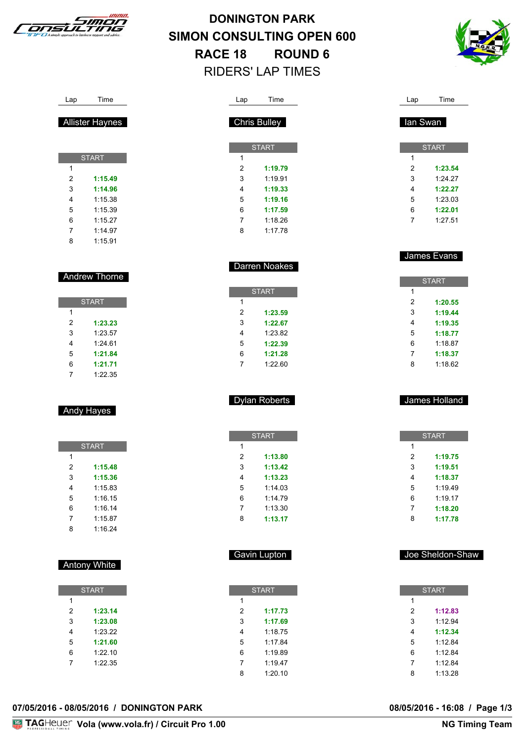# DONINGTON PARK

# SIMON CONSULTING OPEN 600

# RACE 18 ROUND 6

## RIDERS' LAP TIMES

### Allister Haynes

| Lap | Time |
|---|---|
| START | |
| 1 | |
| 2 | **1:15.49** |
| 3 | **1:14.96** |
| 4 | 1:15.38 |
| 5 | 1:15.39 |
| 6 | 1:15.27 |
| 7 | 1:14.97 |
| 8 | 1:15.91 |

### Andrew Thorne

| Lap | Time |
|---|---|
| START | |
| 1 | |
| 2 | **1:23.23** |
| 3 | 1:23.57 |
| 4 | 1:24.61 |
| 5 | **1:21.84** |
| 6 | **1:21.71** |
| 7 | 1:22.35 |

### Andy Hayes

| Lap | Time |
|---|---|
| START | |
| 1 | |
| 2 | **1:15.48** |
| 3 | **1:15.36** |
| 4 | 1:15.83 |
| 5 | 1:16.15 |
| 6 | 1:16.14 |
| 7 | 1:15.87 |
| 8 | 1:16.24 |

### Antony White

| Lap | Time |
|---|---|
| START | |
| 1 | |
| 2 | **1:23.14** |
| 3 | **1:23.08** |
| 4 | 1:23.22 |
| 5 | **1:21.60** |
| 6 | 1:22.10 |
| 7 | 1:22.35 |

### Chris Bulley

| Lap | Time |
|---|---|
| START | |
| 1 | |
| 2 | **1:19.79** |
| 3 | 1:19.91 |
| 4 | **1:19.33** |
| 5 | **1:19.16** |
| 6 | **1:17.59** |
| 7 | 1:18.26 |
| 8 | 1:17.78 |

### Darren Noakes

| Lap | Time |
|---|---|
| START | |
| 1 | |
| 2 | **1:23.59** |
| 3 | **1:22.67** |
| 4 | 1:23.82 |
| 5 | **1:22.39** |
| 6 | **1:21.28** |
| 7 | 1:22.60 |

### Dylan Roberts

| Lap | Time |
|---|---|
| START | |
| 1 | |
| 2 | **1:13.80** |
| 3 | **1:13.42** |
| 4 | **1:13.23** |
| 5 | 1:14.03 |
| 6 | 1:14.79 |
| 7 | 1:13.30 |
| 8 | **1:13.17** |

### Gavin Lupton

| Lap | Time |
|---|---|
| START | |
| 1 | |
| 2 | **1:17.73** |
| 3 | **1:17.69** |
| 4 | 1:18.75 |
| 5 | 1:17.84 |
| 6 | 1:19.89 |
| 7 | 1:19.47 |
| 8 | 1:20.10 |

### Ian Swan

| Lap | Time |
|---|---|
| START | |
| 1 | |
| 2 | **1:23.54** |
| 3 | 1:24.27 |
| 4 | **1:22.27** |
| 5 | 1:23.03 |
| 6 | **1:22.01** |
| 7 | 1:27.51 |

### James Evans

| Lap | Time |
|---|---|
| START | |
| 1 | |
| 2 | **1:20.55** |
| 3 | **1:19.44** |
| 4 | **1:19.35** |
| 5 | **1:18.77** |
| 6 | 1:18.87 |
| 7 | **1:18.37** |
| 8 | 1:18.62 |

### James Holland

| Lap | Time |
|---|---|
| START | |
| 1 | |
| 2 | **1:19.75** |
| 3 | **1:19.51** |
| 4 | **1:18.37** |
| 5 | 1:19.49 |
| 6 | 1:19.17 |
| 7 | **1:18.20** |
| 8 | **1:17.78** |

### Joe Sheldon-Shaw

| Lap | Time |
|---|---|
| START | |
| 1 | |
| 2 | **1:12.83** |
| 3 | 1:12.94 |
| 4 | **1:12.34** |
| 5 | 1:12.84 |
| 6 | 1:12.84 |
| 7 | 1:12.84 |
| 8 | 1:13.28 |

**07/05/2016 - 08/05/2016 / DONINGTON PARK** **08/05/2016 - 16:08 / Page 1/3**

TAGHeuer Vola (www.vola.fr) / Circuit Pro 1.00 NG Timing Team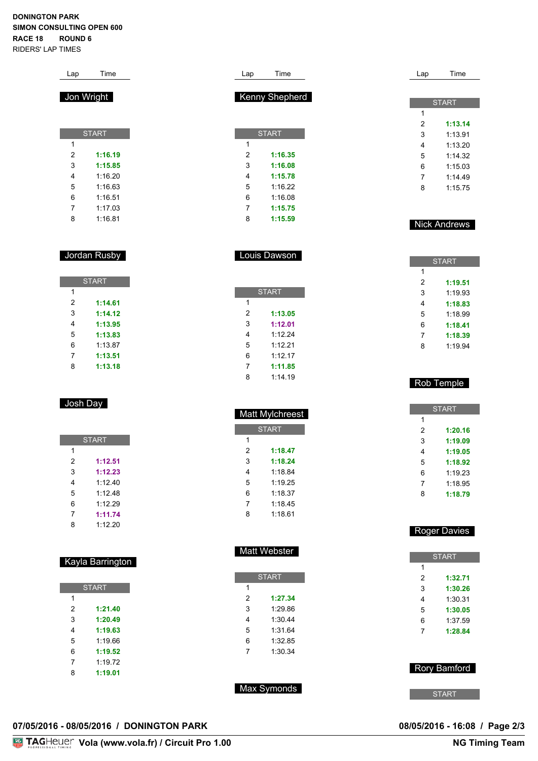**DONINGTON PARK**
**SIMON CONSULTING OPEN 600**
**RACE 18 ROUND 6**
RIDERS' LAP TIMES

(continued from previous page)

| Lap | Time |
|---|---|
| START | |
| 1 | |
| 2 | **1:13.14** |
| 3 | 1:13.91 |
| 4 | 1:13.20 |
| 5 | 1:14.32 |
| 6 | 1:15.03 |
| 7 | 1:14.49 |
| 8 | 1:15.75 |

### Jon Wright

| Lap | Time |
|---|---|
| START | |
| 1 | |
| 2 | **1:16.19** |
| 3 | **1:15.85** |
| 4 | 1:16.20 |
| 5 | 1:16.63 |
| 6 | 1:16.51 |
| 7 | 1:17.03 |
| 8 | 1:16.81 |

### Jordan Rusby

| Lap | Time |
|---|---|
| START | |
| 1 | |
| 2 | **1:14.61** |
| 3 | **1:14.12** |
| 4 | **1:13.95** |
| 5 | **1:13.83** |
| 6 | 1:13.87 |
| 7 | **1:13.51** |
| 8 | **1:13.18** |

### Josh Day

| Lap | Time |
|---|---|
| START | |
| 1 | |
| 2 | **1:12.51** |
| 3 | **1:12.23** |
| 4 | 1:12.40 |
| 5 | 1:12.48 |
| 6 | 1:12.29 |
| 7 | **1:11.74** |
| 8 | 1:12.20 |

### Kayla Barrington

| Lap | Time |
|---|---|
| START | |
| 1 | |
| 2 | **1:21.40** |
| 3 | **1:20.49** |
| 4 | **1:19.63** |
| 5 | 1:19.66 |
| 6 | **1:19.52** |
| 7 | 1:19.72 |
| 8 | **1:19.01** |

### Kenny Shepherd

| Lap | Time |
|---|---|
| START | |
| 1 | |
| 2 | **1:16.35** |
| 3 | **1:16.08** |
| 4 | **1:15.78** |
| 5 | 1:16.22 |
| 6 | 1:16.08 |
| 7 | **1:15.75** |
| 8 | **1:15.59** |

### Louis Dawson

| Lap | Time |
|---|---|
| START | |
| 1 | |
| 2 | **1:13.05** |
| 3 | **1:12.01** |
| 4 | 1:12.24 |
| 5 | 1:12.21 |
| 6 | 1:12.17 |
| 7 | **1:11.85** |
| 8 | 1:14.19 |

### Matt Mylchreest

| Lap | Time |
|---|---|
| START | |
| 1 | |
| 2 | **1:18.47** |
| 3 | **1:18.24** |
| 4 | 1:18.84 |
| 5 | 1:19.25 |
| 6 | 1:18.37 |
| 7 | 1:18.45 |
| 8 | 1:18.61 |

### Matt Webster

| Lap | Time |
|---|---|
| START | |
| 1 | |
| 2 | **1:27.34** |
| 3 | 1:29.86 |
| 4 | 1:30.44 |
| 5 | 1:31.64 |
| 6 | 1:32.85 |
| 7 | 1:30.34 |

### Max Symonds

### Nick Andrews

| Lap | Time |
|---|---|
| START | |
| 1 | |
| 2 | **1:19.51** |
| 3 | 1:19.93 |
| 4 | **1:18.83** |
| 5 | 1:18.99 |
| 6 | **1:18.41** |
| 7 | **1:18.39** |
| 8 | 1:19.94 |

### Rob Temple

| Lap | Time |
|---|---|
| START | |
| 1 | |
| 2 | **1:20.16** |
| 3 | **1:19.09** |
| 4 | **1:19.05** |
| 5 | **1:18.92** |
| 6 | 1:19.23 |
| 7 | 1:18.95 |
| 8 | **1:18.79** |

### Roger Davies

| Lap | Time |
|---|---|
| START | |
| 1 | |
| 2 | **1:32.71** |
| 3 | **1:30.26** |
| 4 | 1:30.31 |
| 5 | **1:30.05** |
| 6 | 1:37.59 |
| 7 | **1:28.84** |

### Rory Bamford

| Lap | Time |
|---|---|
| START | |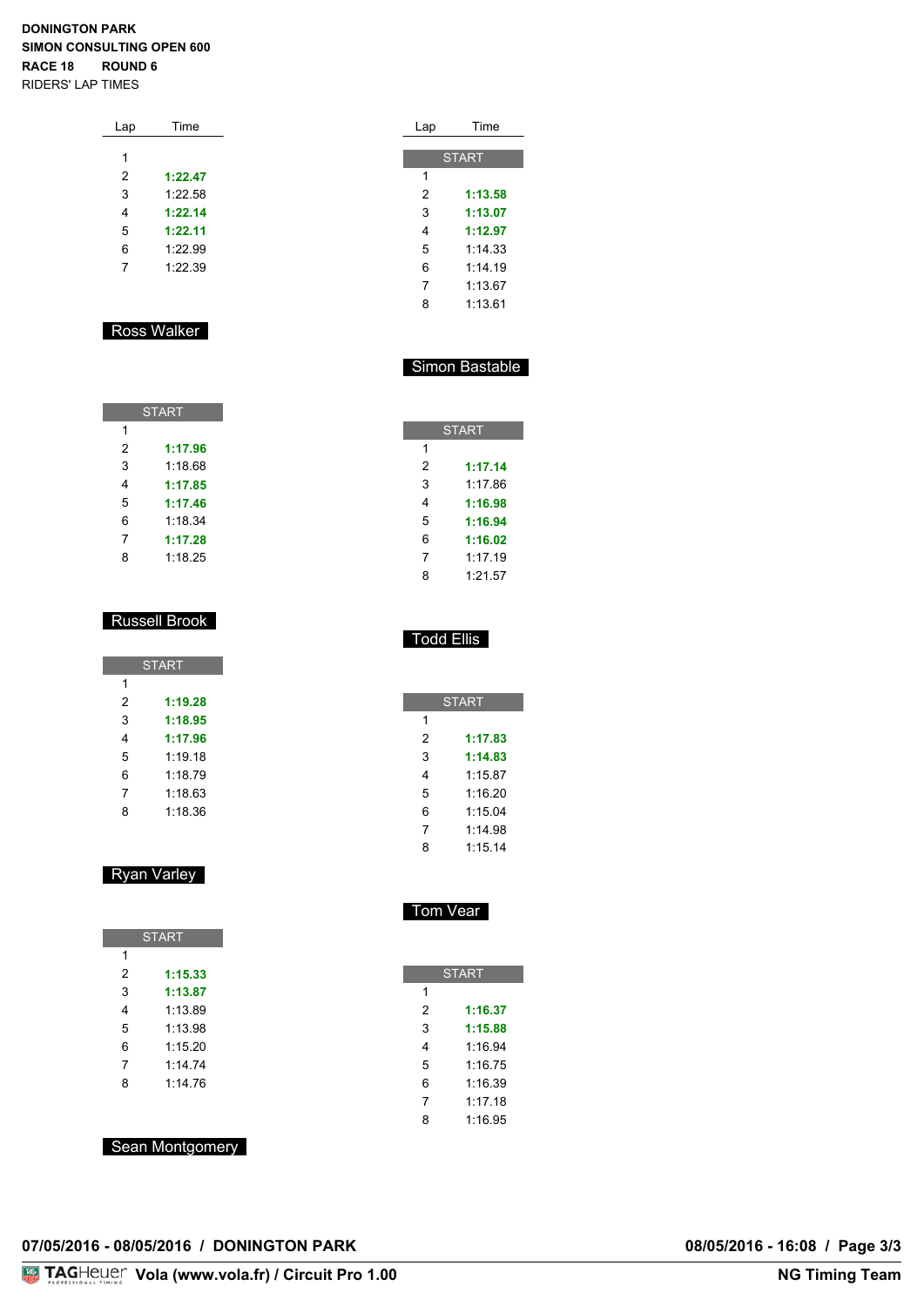**DONINGTON PARK**
**SIMON CONSULTING OPEN 600**
**RACE 18 ROUND 6**
RIDERS' LAP TIMES

| Lap | Time |
|---|---|
| 1 | |
| 2 | **1:22.47** |
| 3 | 1:22.58 |
| 4 | **1:22.14** |
| 5 | **1:22.11** |
| 6 | 1:22.99 |
| 7 | 1:22.39 |

## Ross Walker

| Lap | Time |
|---|---|
| START | |
| 1 | |
| 2 | **1:17.96** |
| 3 | 1:18.68 |
| 4 | **1:17.85** |
| 5 | **1:17.46** |
| 6 | 1:18.34 |
| 7 | **1:17.28** |
| 8 | 1:18.25 |

## Russell Brook

| Lap | Time |
|---|---|
| START | |
| 1 | |
| 2 | **1:19.28** |
| 3 | **1:18.95** |
| 4 | **1:17.96** |
| 5 | 1:19.18 |
| 6 | 1:18.79 |
| 7 | 1:18.63 |
| 8 | 1:18.36 |

## Ryan Varley

| Lap | Time |
|---|---|
| START | |
| 1 | |
| 2 | **1:15.33** |
| 3 | **1:13.87** |
| 4 | 1:13.89 |
| 5 | 1:13.98 |
| 6 | 1:15.20 |
| 7 | 1:14.74 |
| 8 | 1:14.76 |

## Sean Montgomery

| Lap | Time |
|---|---|
| START | |
| 1 | |
| 2 | **1:13.58** |
| 3 | **1:13.07** |
| 4 | **1:12.97** |
| 5 | 1:14.33 |
| 6 | 1:14.19 |
| 7 | 1:13.67 |
| 8 | 1:13.61 |

## Simon Bastable

| Lap | Time |
|---|---|
| START | |
| 1 | |
| 2 | **1:17.14** |
| 3 | 1:17.86 |
| 4 | **1:16.98** |
| 5 | **1:16.94** |
| 6 | **1:16.02** |
| 7 | 1:17.19 |
| 8 | 1:21.57 |

## Todd Ellis

| Lap | Time |
|---|---|
| START | |
| 1 | |
| 2 | **1:17.83** |
| 3 | **1:14.83** |
| 4 | 1:15.87 |
| 5 | 1:16.20 |
| 6 | 1:15.04 |
| 7 | 1:14.98 |
| 8 | 1:15.14 |

## Tom Vear

| Lap | Time |
|---|---|
| START | |
| 1 | |
| 2 | **1:16.37** |
| 3 | **1:15.88** |
| 4 | 1:16.94 |
| 5 | 1:16.75 |
| 6 | 1:16.39 |
| 7 | 1:17.18 |
| 8 | 1:16.95 |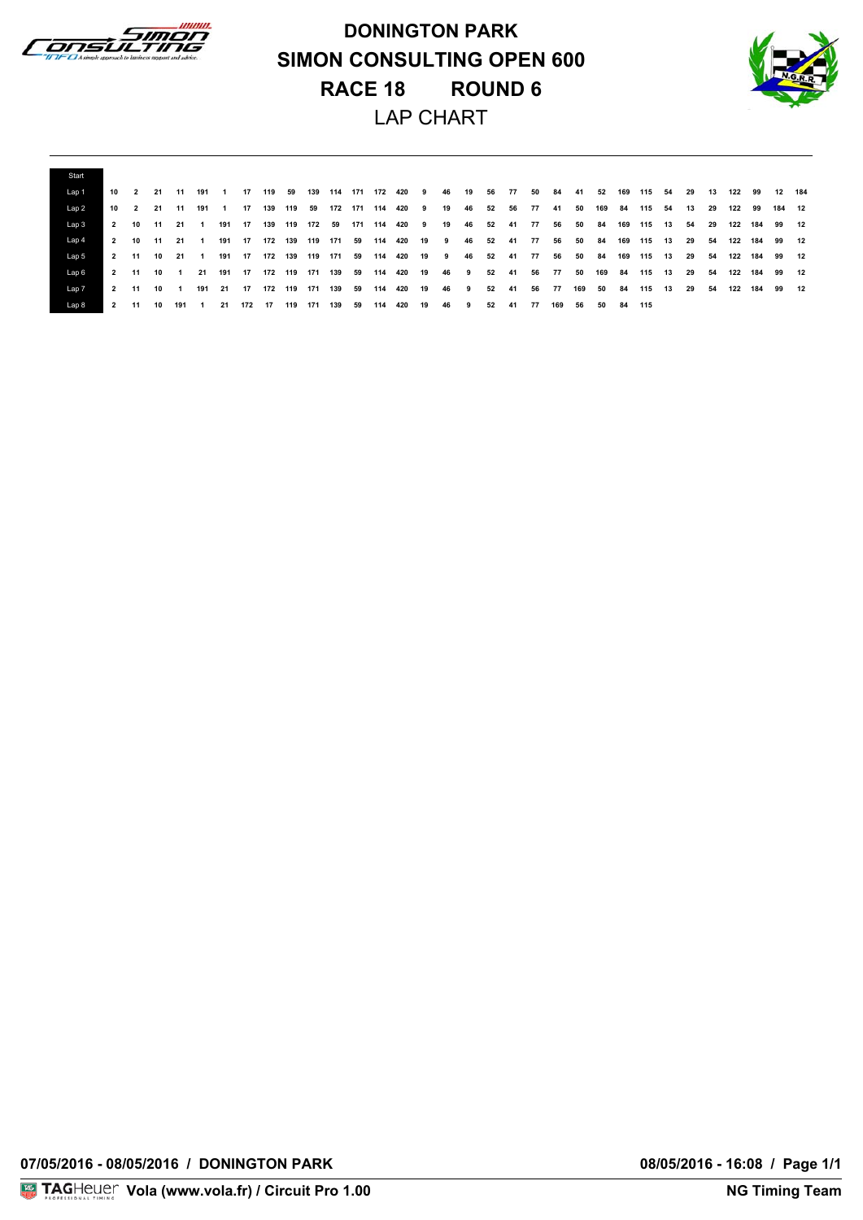# DONINGTON PARK
# SIMON CONSULTING OPEN 600
# RACE 18 ROUND 6
## LAP CHART

| Start | | | | | | | | | | | | | | | | | | | | | | | | | | | | | | | | | |
|---|---|---|---|---|---|---|---|---|---|---|---|---|---|---|---|---|---|---|---|---|---|---|---|---|---|---|---|---|---|---|---|---|---|
| Lap 1 | 10 | 2 | 21 | 11 | 191 | 1 | 17 | 119 | 59 | 139 | 114 | 171 | 172 | 420 | 9 | 46 | 19 | 56 | 77 | 50 | 84 | 41 | 52 | 169 | 115 | 54 | 29 | 13 | 122 | 99 | 12 | 184 |
| Lap 2 | 10 | 2 | 21 | 11 | 191 | 1 | 17 | 139 | 119 | 59 | 172 | 171 | 114 | 420 | 9 | 19 | 46 | 52 | 56 | 77 | 41 | 50 | 169 | 84 | 115 | 54 | 13 | 29 | 122 | 99 | 184 | 12 |
| Lap 3 | 2 | 10 | 11 | 21 | 1 | 191 | 17 | 139 | 119 | 172 | 59 | 171 | 114 | 420 | 9 | 19 | 46 | 52 | 41 | 77 | 56 | 50 | 84 | 169 | 115 | 13 | 54 | 29 | 122 | 184 | 99 | 12 |
| Lap 4 | 2 | 10 | 11 | 21 | 1 | 191 | 17 | 172 | 139 | 119 | 171 | 59 | 114 | 420 | 19 | 9 | 46 | 52 | 41 | 77 | 56 | 50 | 84 | 169 | 115 | 13 | 29 | 54 | 122 | 184 | 99 | 12 |
| Lap 5 | 2 | 11 | 10 | 21 | 1 | 191 | 17 | 172 | 139 | 119 | 171 | 59 | 114 | 420 | 19 | 9 | 46 | 52 | 41 | 77 | 56 | 50 | 84 | 169 | 115 | 13 | 29 | 54 | 122 | 184 | 99 | 12 |
| Lap 6 | 2 | 11 | 10 | 1 | 21 | 191 | 17 | 172 | 119 | 171 | 139 | 59 | 114 | 420 | 19 | 46 | 9 | 52 | 41 | 56 | 77 | 50 | 169 | 84 | 115 | 13 | 29 | 54 | 122 | 184 | 99 | 12 |
| Lap 7 | 2 | 11 | 10 | 1 | 191 | 21 | 17 | 172 | 119 | 171 | 139 | 59 | 114 | 420 | 19 | 46 | 9 | 52 | 41 | 56 | 77 | 169 | 50 | 84 | 115 | 13 | 29 | 54 | 122 | 184 | 99 | 12 |
| Lap 8 | 2 | 11 | 10 | 191 | 1 | 21 | 172 | 17 | 119 | 171 | 139 | 59 | 114 | 420 | 19 | 46 | 9 | 52 | 41 | 77 | 169 | 56 | 50 | 84 | 115 | | | | | | | |

07/05/2016 - 08/05/2016 / DONINGTON PARK

08/05/2016 - 16:08 / Page 1/1

TAGHeuer Vola (www.vola.fr) / Circuit Pro 1.00

NG Timing Team